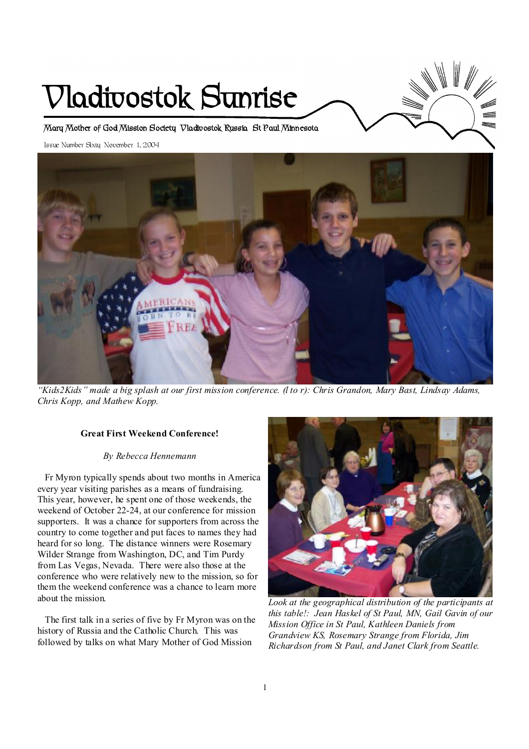# Vladivostok Sunrise

Mary Mother of God Mission Society Vladivostok Russia St Paul Minnesota

Issue Number Sixty November 1, 2004

*"Kids2Kids" made a big splash at our first mission conference. (l to r): Chris Grandon, Mary Bast, Lindsay Adams, Chris Kopp, and Mathew Kopp.*

**Great First Weekend Conference!**

*By Rebecca Hennemann*

Fr Myron typically spends about two months in America every year visiting parishes as a means of fundraising. This year, however, he spent one of those weekends, the weekend of October 22-24, at our conference for mission supporters. It was a chance for supporters from across the country to come together and put faces to names they had heard for so long. The distance winners were Rosemary Wilder Strange from Washington, DC, and Tim Purdy from Las Vegas, Nevada. There were also those at the conference who were relatively new to the mission, so for them the weekend conference was a chance to learn more about the mission.

The first talk in a series of five by Fr Myron was on the history of Russia and the Catholic Church. This was followed by talks on what Mary Mother of God Mission

*Look at the geographical distribution of the participants at this table!: Jean Haskel of St Paul, MN, Gail Gavin of our Mission Office in St Paul, Kathleen Daniels from Grandview KS, Rosemary Strange from Florida, Jim Richardson from St Paul, and Janet Clark from Seattle.*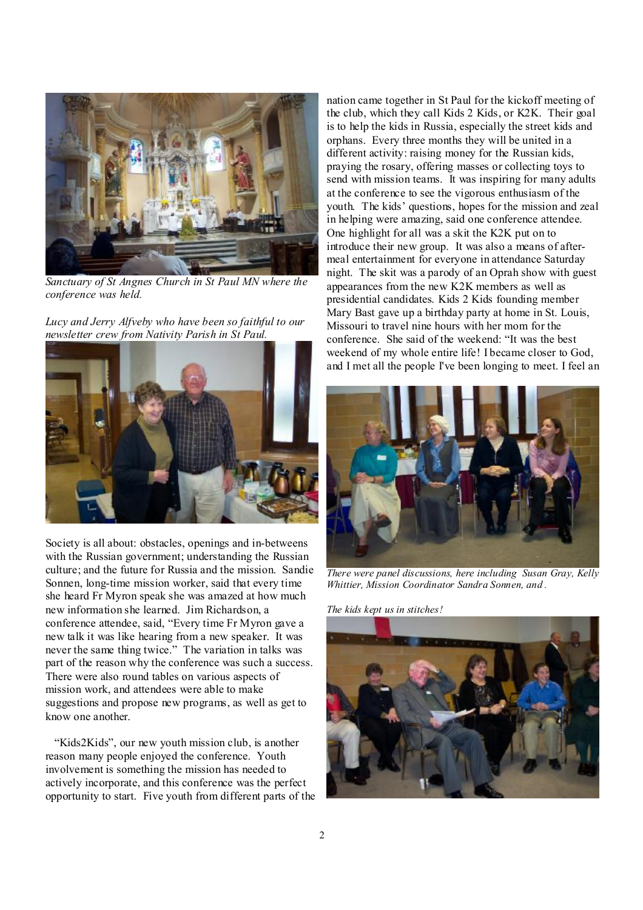*Sanctuary of St Angnes Church in St Paul MN where the conference was held.*

*Lucy and Jerry Alfveby who have been so faithful to our newsletter crew from Nativity Parish in St Paul.*

Society is all about: obstacles, openings and in-betweens with the Russian government; understanding the Russian culture; and the future for Russia and the mission. Sandie Sonnen, long-time mission worker, said that every time she heard Fr Myron speak she was amazed at how much new information she learned. Jim Richardson, a conference attendee, said, "Every time Fr Myron gave a new talk it was like hearing from a new speaker. It was never the same thing twice." The variation in talks was part of the reason why the conference was such a success. There were also round tables on various aspects of mission work, and attendees were able to make suggestions and propose new programs, as well as get to know one another.

"Kids2Kids", our new youth mission club, is another reason many people enjoyed the conference. Youth involvement is something the mission has needed to actively incorporate, and this conference was the perfect opportunity to start. Five youth from different parts of the nation came together in St Paul for the kickoff meeting of the club, which they call Kids 2 Kids, or K2K. Their goal is to help the kids in Russia, especially the street kids and orphans. Every three months they will be united in a different activity: raising money for the Russian kids, praying the rosary, offering masses or collecting toys to send with mission teams. It was inspiring for many adults at the conference to see the vigorous enthusiasm of the youth. The kids' questions, hopes for the mission and zeal in helping were amazing, said one conference attendee. One highlight for all was a skit the K2K put on to introduce their new group. It was also a means of after-meal entertainment for everyone in attendance Saturday night. The skit was a parody of an Oprah show with guest appearances from the new K2K members as well as presidential candidates. Kids 2 Kids founding member Mary Bast gave up a birthday party at home in St. Louis, Missouri to travel nine hours with her mom for the conference. She said of the weekend: "It was the best weekend of my whole entire life! I became closer to God, and I met all the people I've been longing to meet. I feel an

*There were panel discussions, here including Susan Gray, Kelly Whittier, Mission Coordinator Sandra Sonnen, and .*

*The kids kept us in stitches!*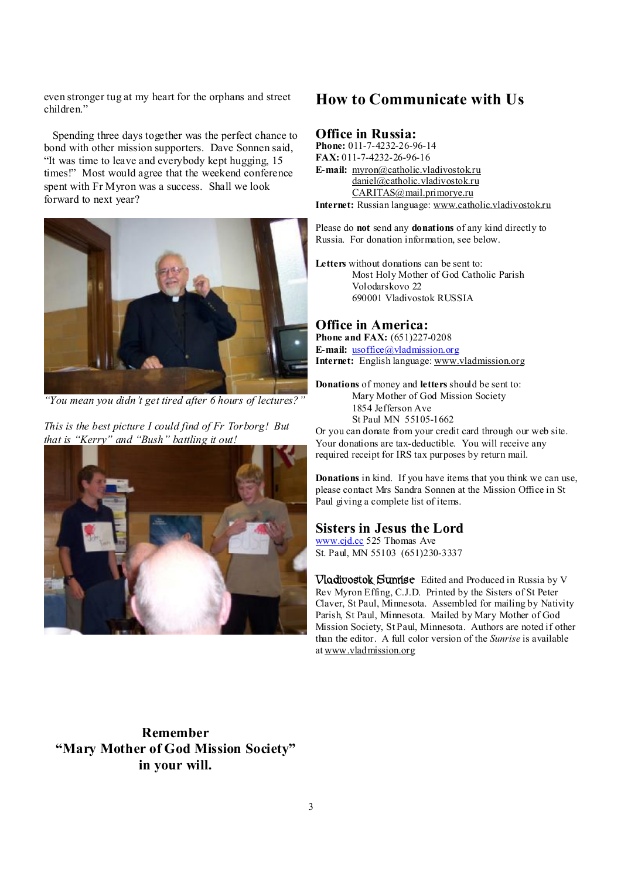even stronger tug at my heart for the orphans and street children."

Spending three days together was the perfect chance to bond with other mission supporters. Dave Sonnen said, "It was time to leave and everybody kept hugging, 15 times!" Most would agree that the weekend conference spent with Fr Myron was a success. Shall we look forward to next year?

*"You mean you didn't get tired after 6 hours of lectures?"*

*This is the best picture I could find of Fr Torborg! But that is "Kerry" and "Bush" battling it out!*

**Remember "Mary Mother of God Mission Society" in your will.**

# How to Communicate with Us

## Office in Russia:

**Phone:** 011-7-4232-26-96-14
**FAX:** 011-7-4232-26-96-16
**E-mail:** myron@catholic.vladivostok.ru
daniel@catholic.vladivostok.ru
CARITAS@mail.primorye.ru
**Internet:** Russian language: www.catholic.vladivostok.ru

Please do **not** send any **donations** of any kind directly to Russia. For donation information, see below.

**Letters** without donations can be sent to:
Most Holy Mother of God Catholic Parish
Volodarskovo 22
690001 Vladivostok RUSSIA

## Office in America:

**Phone and FAX:** (651)227-0208
**E-mail:** usoffice@vladmission.org
**Internet:** English language: www.vladmission.org

**Donations** of money and **letters** should be sent to:
Mary Mother of God Mission Society
1854 Jefferson Ave
St Paul MN 55105-1662

Or you can donate from your credit card through our web site. Your donations are tax-deductible. You will receive any required receipt for IRS tax purposes by return mail.

**Donations** in kind. If you have items that you think we can use, please contact Mrs Sandra Sonnen at the Mission Office in St Paul giving a complete list of items.

## Sisters in Jesus the Lord

www.cjd.cc 525 Thomas Ave
St. Paul, MN 55103 (651)230-3337

**Vladivostok Sunrise** Edited and Produced in Russia by V Rev Myron Effing, C.J.D. Printed by the Sisters of St Peter Claver, St Paul, Minnesota. Assembled for mailing by Nativity Parish, St Paul, Minnesota. Mailed by Mary Mother of God Mission Society, St Paul, Minnesota. Authors are noted if other than the editor. A full color version of the *Sunrise* is available at www.vladmission.org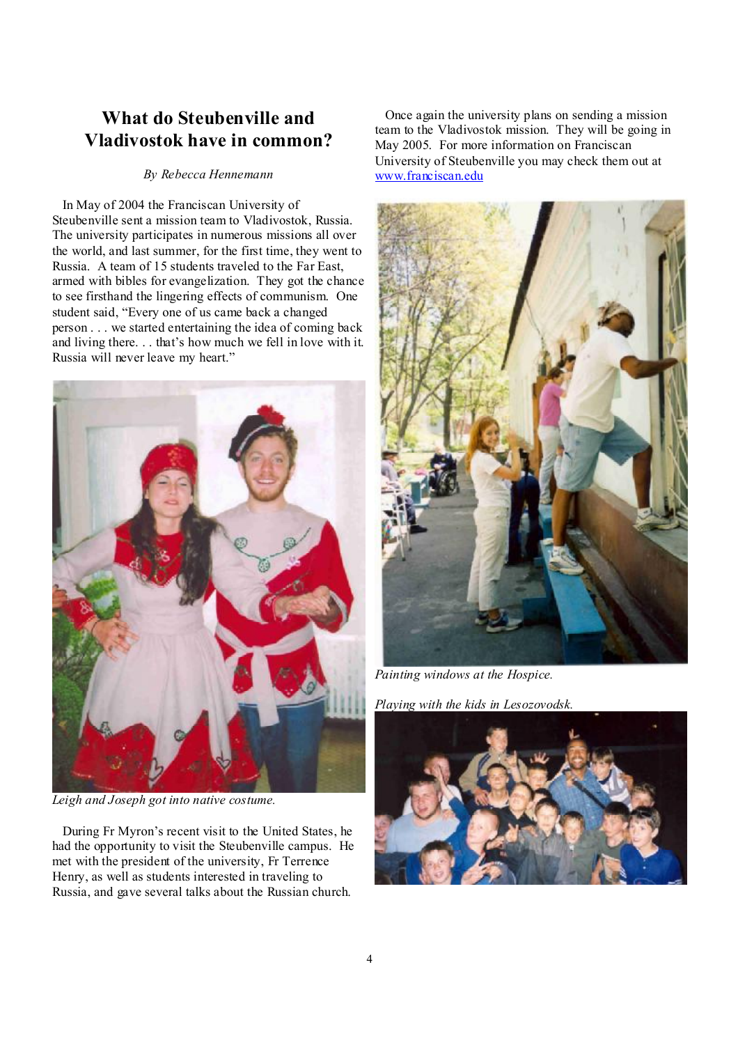## What do Steubenville and Vladivostok have in common?

*By Rebecca Hennemann*

In May of 2004 the Franciscan University of Steubenville sent a mission team to Vladivostok, Russia. The university participates in numerous missions all over the world, and last summer, for the first time, they went to Russia. A team of 15 students traveled to the Far East, armed with bibles for evangelization. They got the chance to see firsthand the lingering effects of communism. One student said, "Every one of us came back a changed person . . . we started entertaining the idea of coming back and living there. . . that's how much we fell in love with it. Russia will never leave my heart."

*Leigh and Joseph got into native costume.*

During Fr Myron's recent visit to the United States, he had the opportunity to visit the Steubenville campus. He met with the president of the university, Fr Terrence Henry, as well as students interested in traveling to Russia, and gave several talks about the Russian church.

Once again the university plans on sending a mission team to the Vladivostok mission. They will be going in May 2005. For more information on Franciscan University of Steubenville you may check them out at www.franciscan.edu

*Painting windows at the Hospice.*

*Playing with the kids in Lesozovodsk.*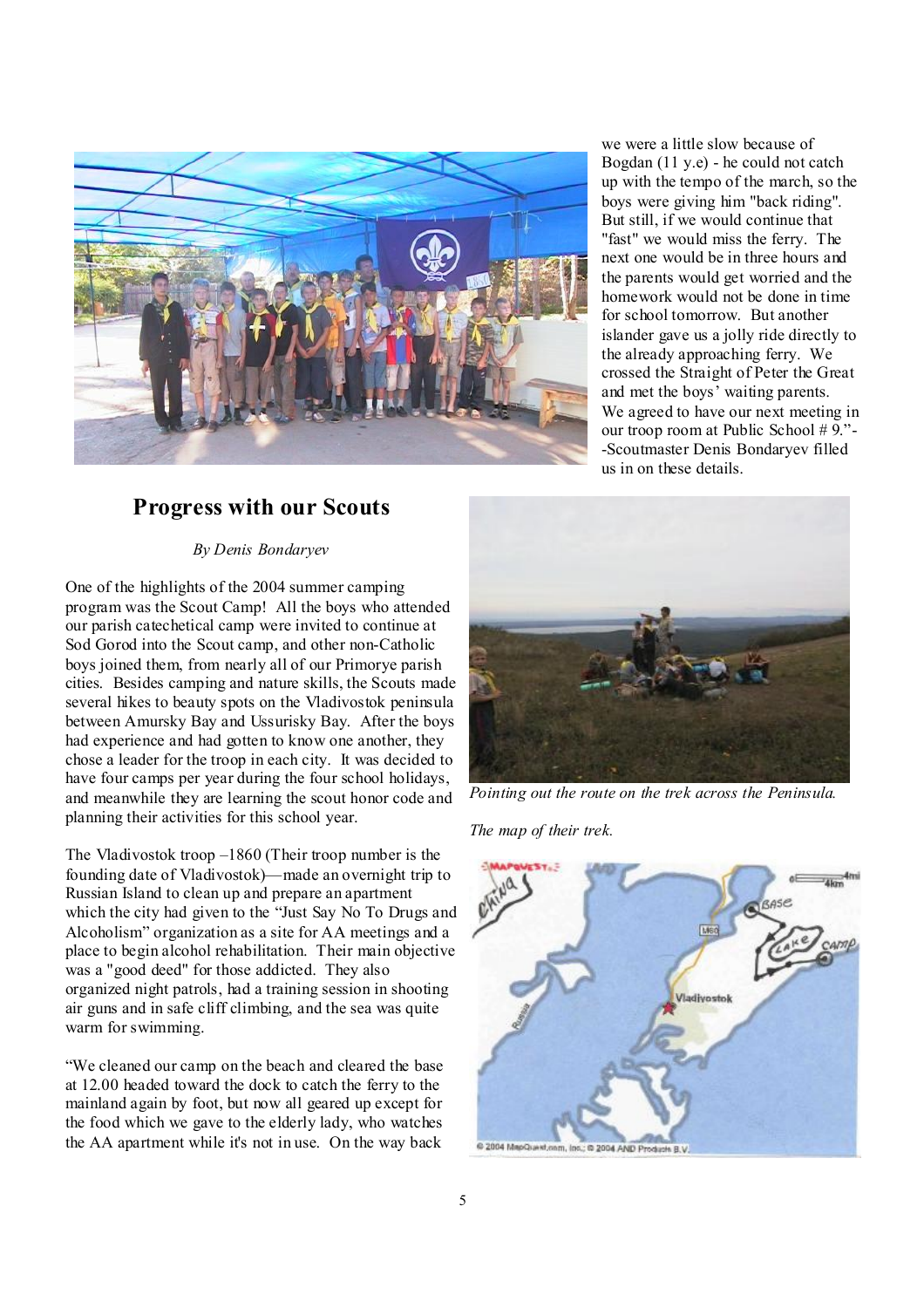## Progress with our Scouts

*By Denis Bondaryev*

One of the highlights of the 2004 summer camping program was the Scout Camp! All the boys who attended our parish catechetical camp were invited to continue at Sod Gorod into the Scout camp, and other non-Catholic boys joined them, from nearly all of our Primorye parish cities. Besides camping and nature skills, the Scouts made several hikes to beauty spots on the Vladivostok peninsula between Amursky Bay and Ussurisky Bay. After the boys had experience and had gotten to know one another, they chose a leader for the troop in each city. It was decided to have four camps per year during the four school holidays, and meanwhile they are learning the scout honor code and planning their activities for this school year.

The Vladivostok troop –1860 (Their troop number is the founding date of Vladivostok)—made an overnight trip to Russian Island to clean up and prepare an apartment which the city had given to the "Just Say No To Drugs and Alcoholism" organization as a site for AA meetings and a place to begin alcohol rehabilitation. Their main objective was a "good deed" for those addicted. They also organized night patrols, had a training session in shooting air guns and in safe cliff climbing, and the sea was quite warm for swimming.

"We cleaned our camp on the beach and cleared the base at 12.00 headed toward the dock to catch the ferry to the mainland again by foot, but now all geared up except for the food which we gave to the elderly lady, who watches the AA apartment while it's not in use. On the way back we were a little slow because of Bogdan (11 y.e) - he could not catch up with the tempo of the march, so the boys were giving him "back riding". But still, if we would continue that "fast" we would miss the ferry. The next one would be in three hours and the parents would get worried and the homework would not be done in time for school tomorrow. But another islander gave us a jolly ride directly to the already approaching ferry. We crossed the Straight of Peter the Great and met the boys' waiting parents. We agreed to have our next meeting in our troop room at Public School # 9."--Scoutmaster Denis Bondaryev filled us in on these details.

*Pointing out the route on the trek across the Peninsula.*

*The map of their trek.*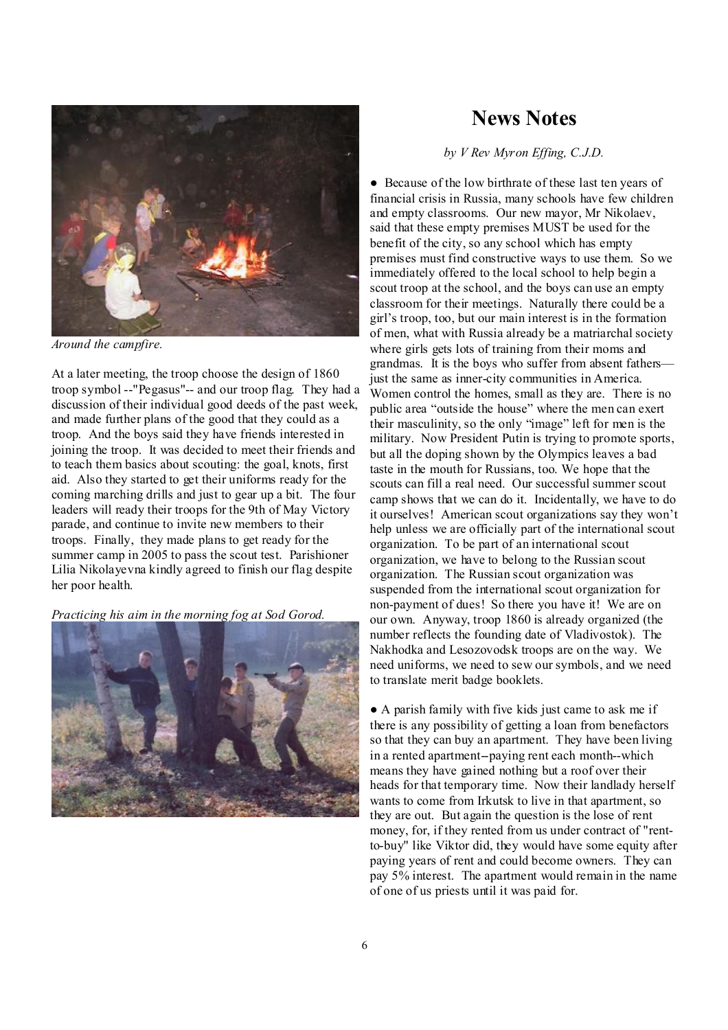*Around the campfire.*

At a later meeting, the troop choose the design of 1860 troop symbol --"Pegasus"-- and our troop flag. They had a discussion of their individual good deeds of the past week, and made further plans of the good that they could as a troop. And the boys said they have friends interested in joining the troop. It was decided to meet their friends and to teach them basics about scouting: the goal, knots, first aid. Also they started to get their uniforms ready for the coming marching drills and just to gear up a bit. The four leaders will ready their troops for the 9th of May Victory parade, and continue to invite new members to their troops. Finally, they made plans to get ready for the summer camp in 2005 to pass the scout test. Parishioner Lilia Nikolayevna kindly agreed to finish our flag despite her poor health.

*Practicing his aim in the morning fog at Sod Gorod.*

# News Notes

*by V Rev Myron Effing, C.J.D.*

● Because of the low birthrate of these last ten years of financial crisis in Russia, many schools have few children and empty classrooms. Our new mayor, Mr Nikolaev, said that these empty premises MUST be used for the benefit of the city, so any school which has empty premises must find constructive ways to use them. So we immediately offered to the local school to help begin a scout troop at the school, and the boys can use an empty classroom for their meetings. Naturally there could be a girl's troop, too, but our main interest is in the formation of men, what with Russia already be a matriarchal society where girls gets lots of training from their moms and grandmas. It is the boys who suffer from absent fathers—just the same as inner-city communities in America. Women control the homes, small as they are. There is no public area "outside the house" where the men can exert their masculinity, so the only "image" left for men is the military. Now President Putin is trying to promote sports, but all the doping shown by the Olympics leaves a bad taste in the mouth for Russians, too. We hope that the scouts can fill a real need. Our successful summer scout camp shows that we can do it. Incidentally, we have to do it ourselves! American scout organizations say they won't help unless we are officially part of the international scout organization. To be part of an international scout organization, we have to belong to the Russian scout organization. The Russian scout organization was suspended from the international scout organization for non-payment of dues! So there you have it! We are on our own. Anyway, troop 1860 is already organized (the number reflects the founding date of Vladivostok). The Nakhodka and Lesozovodsk troops are on the way. We need uniforms, we need to sew our symbols, and we need to translate merit badge booklets.

● A parish family with five kids just came to ask me if there is any possibility of getting a loan from benefactors so that they can buy an apartment. They have been living in a rented apartment--paying rent each month--which means they have gained nothing but a roof over their heads for that temporary time. Now their landlady herself wants to come from Irkutsk to live in that apartment, so they are out. But again the question is the lose of rent money, for, if they rented from us under contract of "rent-to-buy" like Viktor did, they would have some equity after paying years of rent and could become owners. They can pay 5% interest. The apartment would remain in the name of one of us priests until it was paid for.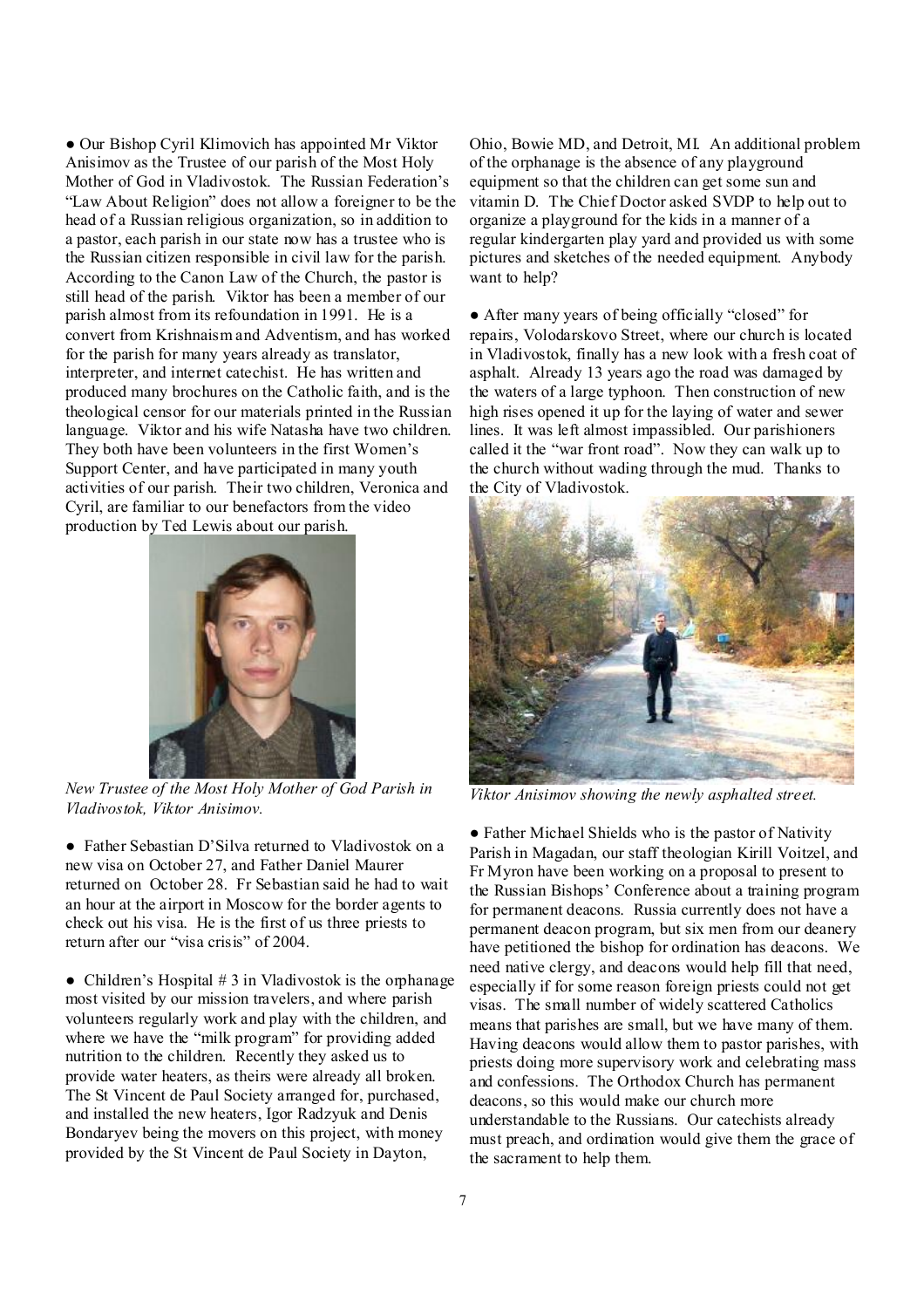● Our Bishop Cyril Klimovich has appointed Mr Viktor Anisimov as the Trustee of our parish of the Most Holy Mother of God in Vladivostok. The Russian Federation's "Law About Religion" does not allow a foreigner to be the head of a Russian religious organization, so in addition to a pastor, each parish in our state now has a trustee who is the Russian citizen responsible in civil law for the parish. According to the Canon Law of the Church, the pastor is still head of the parish. Viktor has been a member of our parish almost from its refoundation in 1991. He is a convert from Krishnaism and Adventism, and has worked for the parish for many years already as translator, interpreter, and internet catechist. He has written and produced many brochures on the Catholic faith, and is the theological censor for our materials printed in the Russian language. Viktor and his wife Natasha have two children. They both have been volunteers in the first Women's Support Center, and have participated in many youth activities of our parish. Their two children, Veronica and Cyril, are familiar to our benefactors from the video production by Ted Lewis about our parish.

*New Trustee of the Most Holy Mother of God Parish in Vladivostok, Viktor Anisimov.*

● Father Sebastian D'Silva returned to Vladivostok on a new visa on October 27, and Father Daniel Maurer returned on October 28. Fr Sebastian said he had to wait an hour at the airport in Moscow for the border agents to check out his visa. He is the first of us three priests to return after our "visa crisis" of 2004.

● Children's Hospital # 3 in Vladivostok is the orphanage most visited by our mission travelers, and where parish volunteers regularly work and play with the children, and where we have the "milk program" for providing added nutrition to the children. Recently they asked us to provide water heaters, as theirs were already all broken. The St Vincent de Paul Society arranged for, purchased, and installed the new heaters, Igor Radzyuk and Denis Bondaryev being the movers on this project, with money provided by the St Vincent de Paul Society in Dayton, Ohio, Bowie MD, and Detroit, MI. An additional problem of the orphanage is the absence of any playground equipment so that the children can get some sun and vitamin D. The Chief Doctor asked SVDP to help out to organize a playground for the kids in a manner of a regular kindergarten play yard and provided us with some pictures and sketches of the needed equipment. Anybody want to help?

● After many years of being officially "closed" for repairs, Volodarskovo Street, where our church is located in Vladivostok, finally has a new look with a fresh coat of asphalt. Already 13 years ago the road was damaged by the waters of a large typhoon. Then construction of new high rises opened it up for the laying of water and sewer lines. It was left almost impassibled. Our parishioners called it the "war front road". Now they can walk up to the church without wading through the mud. Thanks to the City of Vladivostok.

*Viktor Anisimov showing the newly asphalted street.*

● Father Michael Shields who is the pastor of Nativity Parish in Magadan, our staff theologian Kirill Voitzel, and Fr Myron have been working on a proposal to present to the Russian Bishops' Conference about a training program for permanent deacons. Russia currently does not have a permanent deacon program, but six men from our deanery have petitioned the bishop for ordination has deacons. We need native clergy, and deacons would help fill that need, especially if for some reason foreign priests could not get visas. The small number of widely scattered Catholics means that parishes are small, but we have many of them. Having deacons would allow them to pastor parishes, with priests doing more supervisory work and celebrating mass and confessions. The Orthodox Church has permanent deacons, so this would make our church more understandable to the Russians. Our catechists already must preach, and ordination would give them the grace of the sacrament to help them.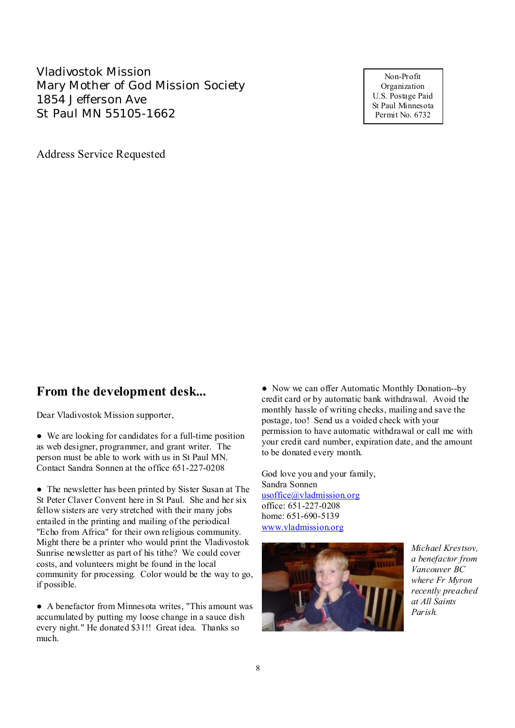Vladivostok Mission
Mary Mother of God Mission Society
1854 Jefferson Ave
St Paul MN 55105-1662

Non-Profit Organization
U.S. Postage Paid
St Paul Minnesota
Permit No. 6732

Address Service Requested

## From the development desk...

Dear Vladivostok Mission supporter,

- We are looking for candidates for a full-time position as web designer, programmer, and grant writer. The person must be able to work with us in St Paul MN. Contact Sandra Sonnen at the office 651-227-0208

- The newsletter has been printed by Sister Susan at The St Peter Claver Convent here in St Paul. She and her six fellow sisters are very stretched with their many jobs entailed in the printing and mailing of the periodical "Echo from Africa" for their own religious community. Might there be a printer who would print the Vladivostok Sunrise newsletter as part of his tithe? We could cover costs, and volunteers might be found in the local community for processing. Color would be the way to go, if possible.

- A benefactor from Minnesota writes, "This amount was accumulated by putting my loose change in a sauce dish every night." He donated $31!! Great idea. Thanks so much.

- Now we can offer Automatic Monthly Donation--by credit card or by automatic bank withdrawal. Avoid the monthly hassle of writing checks, mailing and save the postage, too! Send us a voided check with your permission to have automatic withdrawal or call me with your credit card number, expiration date, and the amount to be donated every month.

God love you and your family,
Sandra Sonnen
usoffice@vladmission.org
office: 651-227-0208
home: 651-690-5139
www.vladmission.org

*Michael Krestsov, a benefactor from Vancouver BC where Fr Myron recently preached at All Saints Parish.*